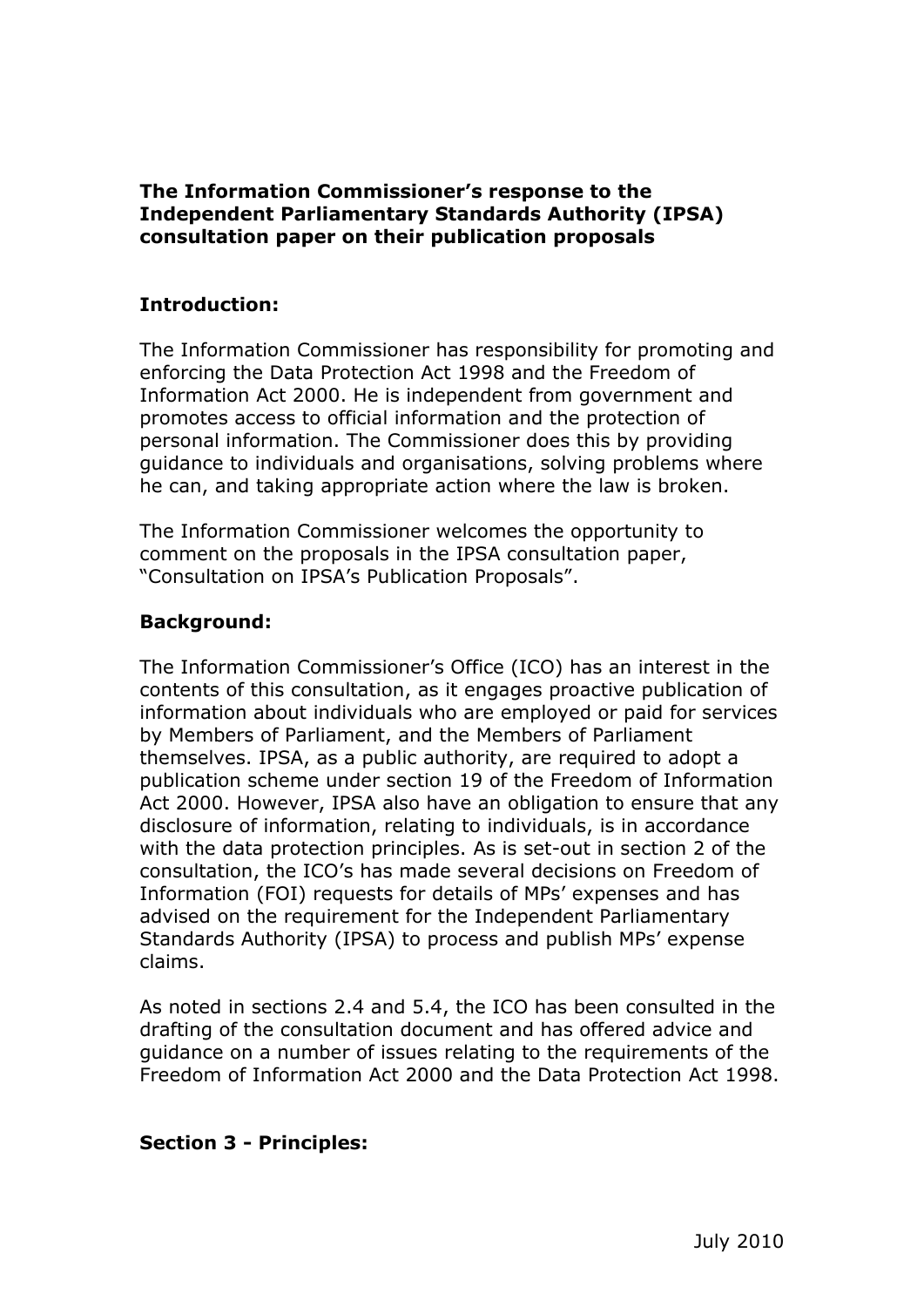**The Information Commissioner's response to the Independent Parliamentary Standards Authority (IPSA) consultation paper on their publication proposals**

## Introduction:

The Information Commissioner has responsibility for promoting and enforcing the Data Protection Act 1998 and the Freedom of Information Act 2000. He is independent from government and promotes access to official information and the protection of personal information. The Commissioner does this by providing guidance to individuals and organisations, solving problems where he can, and taking appropriate action where the law is broken.

The Information Commissioner welcomes the opportunity to comment on the proposals in the IPSA consultation paper, "Consultation on IPSA's Publication Proposals".

## Background:

The Information Commissioner's Office (ICO) has an interest in the contents of this consultation, as it engages proactive publication of information about individuals who are employed or paid for services by Members of Parliament, and the Members of Parliament themselves. IPSA, as a public authority, are required to adopt a publication scheme under section 19 of the Freedom of Information Act 2000. However, IPSA also have an obligation to ensure that any disclosure of information, relating to individuals, is in accordance with the data protection principles. As is set-out in section 2 of the consultation, the ICO's has made several decisions on Freedom of Information (FOI) requests for details of MPs' expenses and has advised on the requirement for the Independent Parliamentary Standards Authority (IPSA) to process and publish MPs' expense claims.

As noted in sections 2.4 and 5.4, the ICO has been consulted in the drafting of the consultation document and has offered advice and guidance on a number of issues relating to the requirements of the Freedom of Information Act 2000 and the Data Protection Act 1998.

## Section 3 - Principles: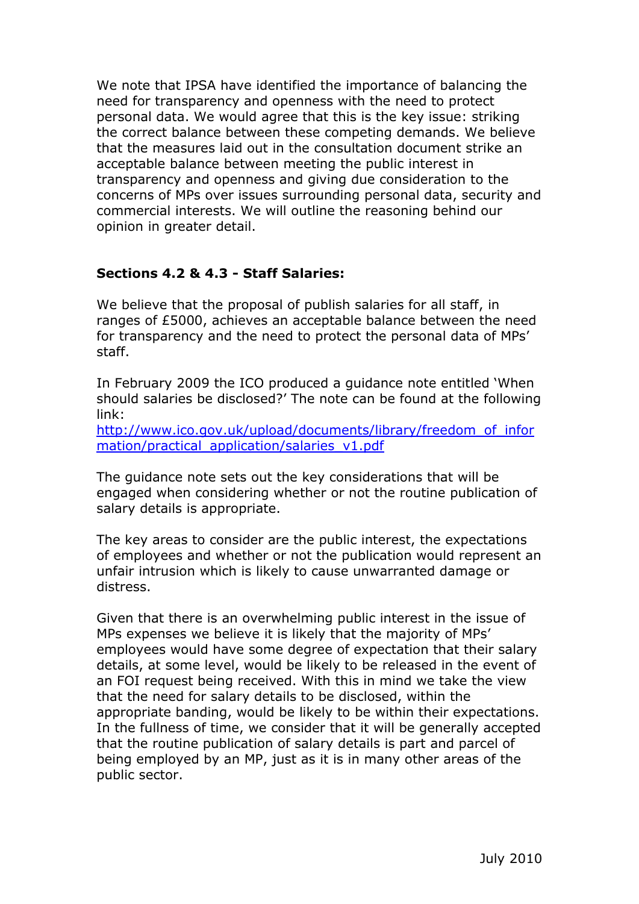We note that IPSA have identified the importance of balancing the need for transparency and openness with the need to protect personal data. We would agree that this is the key issue: striking the correct balance between these competing demands. We believe that the measures laid out in the consultation document strike an acceptable balance between meeting the public interest in transparency and openness and giving due consideration to the concerns of MPs over issues surrounding personal data, security and commercial interests. We will outline the reasoning behind our opinion in greater detail.

**Sections 4.2 & 4.3 - Staff Salaries:**

We believe that the proposal of publish salaries for all staff, in ranges of £5000, achieves an acceptable balance between the need for transparency and the need to protect the personal data of MPs' staff.

In February 2009 the ICO produced a guidance note entitled 'When should salaries be disclosed?' The note can be found at the following link:
[http://www.ico.gov.uk/upload/documents/library/freedom_of_information/practical_application/salaries_v1.pdf](http://www.ico.gov.uk/upload/documents/library/freedom_of_information/practical_application/salaries_v1.pdf)

The guidance note sets out the key considerations that will be engaged when considering whether or not the routine publication of salary details is appropriate.

The key areas to consider are the public interest, the expectations of employees and whether or not the publication would represent an unfair intrusion which is likely to cause unwarranted damage or distress.

Given that there is an overwhelming public interest in the issue of MPs expenses we believe it is likely that the majority of MPs' employees would have some degree of expectation that their salary details, at some level, would be likely to be released in the event of an FOI request being received. With this in mind we take the view that the need for salary details to be disclosed, within the appropriate banding, would be likely to be within their expectations. In the fullness of time, we consider that it will be generally accepted that the routine publication of salary details is part and parcel of being employed by an MP, just as it is in many other areas of the public sector.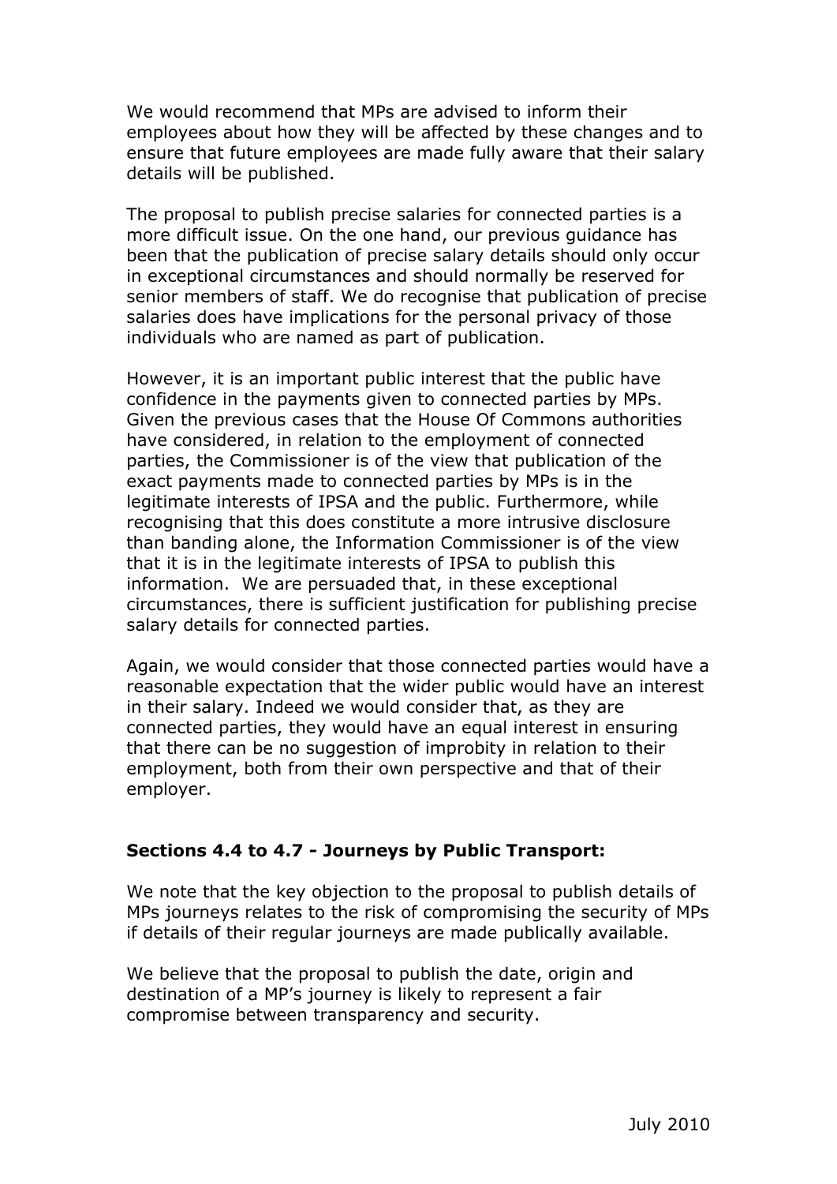We would recommend that MPs are advised to inform their employees about how they will be affected by these changes and to ensure that future employees are made fully aware that their salary details will be published.

The proposal to publish precise salaries for connected parties is a more difficult issue. On the one hand, our previous guidance has been that the publication of precise salary details should only occur in exceptional circumstances and should normally be reserved for senior members of staff. We do recognise that publication of precise salaries does have implications for the personal privacy of those individuals who are named as part of publication.

However, it is an important public interest that the public have confidence in the payments given to connected parties by MPs. Given the previous cases that the House Of Commons authorities have considered, in relation to the employment of connected parties, the Commissioner is of the view that publication of the exact payments made to connected parties by MPs is in the legitimate interests of IPSA and the public. Furthermore, while recognising that this does constitute a more intrusive disclosure than banding alone, the Information Commissioner is of the view that it is in the legitimate interests of IPSA to publish this information. We are persuaded that, in these exceptional circumstances, there is sufficient justification for publishing precise salary details for connected parties.

Again, we would consider that those connected parties would have a reasonable expectation that the wider public would have an interest in their salary. Indeed we would consider that, as they are connected parties, they would have an equal interest in ensuring that there can be no suggestion of improbity in relation to their employment, both from their own perspective and that of their employer.

**Sections 4.4 to 4.7 - Journeys by Public Transport:**

We note that the key objection to the proposal to publish details of MPs journeys relates to the risk of compromising the security of MPs if details of their regular journeys are made publically available.

We believe that the proposal to publish the date, origin and destination of a MP's journey is likely to represent a fair compromise between transparency and security.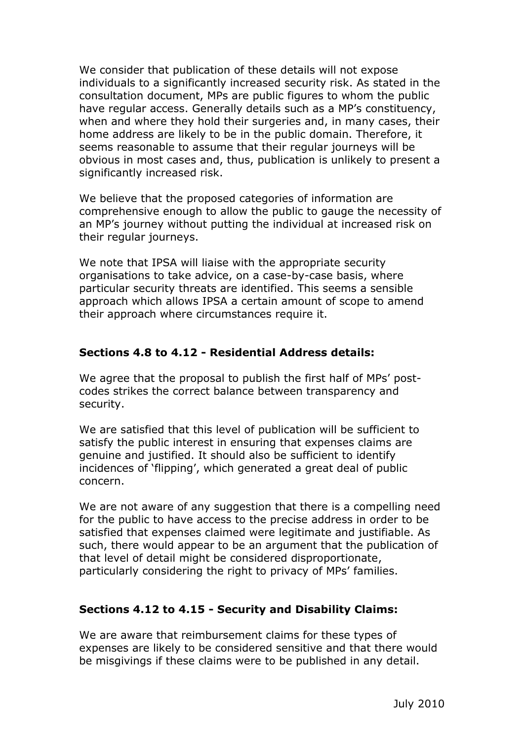We consider that publication of these details will not expose individuals to a significantly increased security risk. As stated in the consultation document, MPs are public figures to whom the public have regular access. Generally details such as a MP's constituency, when and where they hold their surgeries and, in many cases, their home address are likely to be in the public domain. Therefore, it seems reasonable to assume that their regular journeys will be obvious in most cases and, thus, publication is unlikely to present a significantly increased risk.

We believe that the proposed categories of information are comprehensive enough to allow the public to gauge the necessity of an MP's journey without putting the individual at increased risk on their regular journeys.

We note that IPSA will liaise with the appropriate security organisations to take advice, on a case-by-case basis, where particular security threats are identified. This seems a sensible approach which allows IPSA a certain amount of scope to amend their approach where circumstances require it.

**Sections 4.8 to 4.12 - Residential Address details:**

We agree that the proposal to publish the first half of MPs' post-codes strikes the correct balance between transparency and security.

We are satisfied that this level of publication will be sufficient to satisfy the public interest in ensuring that expenses claims are genuine and justified. It should also be sufficient to identify incidences of 'flipping', which generated a great deal of public concern.

We are not aware of any suggestion that there is a compelling need for the public to have access to the precise address in order to be satisfied that expenses claimed were legitimate and justifiable. As such, there would appear to be an argument that the publication of that level of detail might be considered disproportionate, particularly considering the right to privacy of MPs' families.

**Sections 4.12 to 4.15 - Security and Disability Claims:**

We are aware that reimbursement claims for these types of expenses are likely to be considered sensitive and that there would be misgivings if these claims were to be published in any detail.

July 2010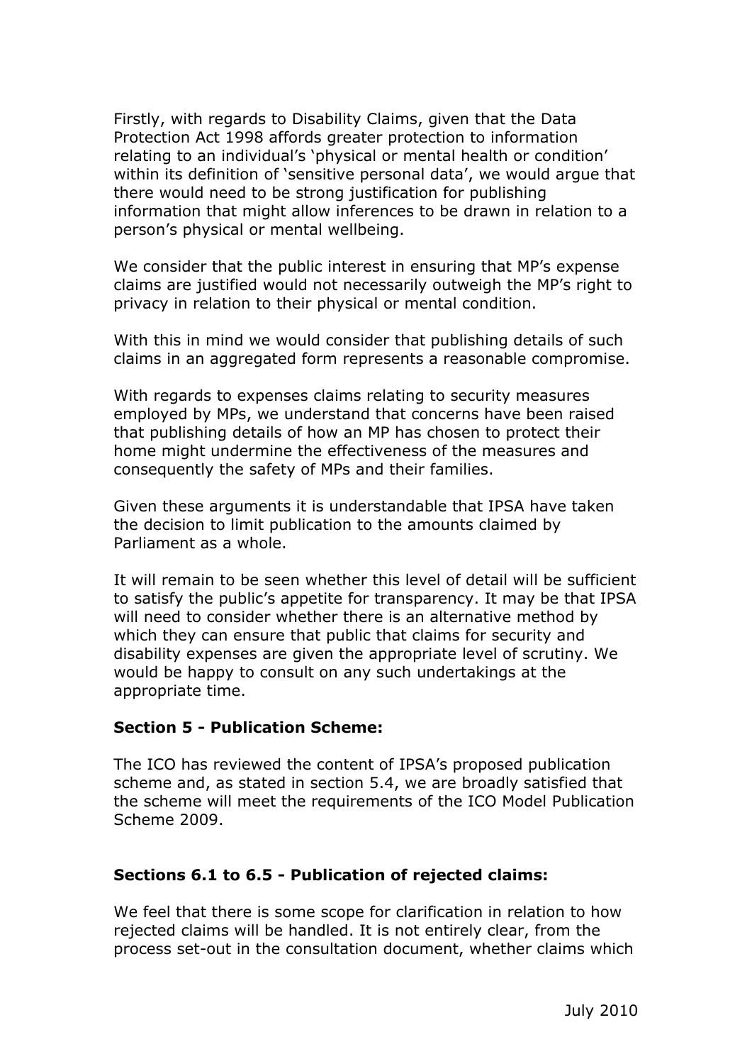Firstly, with regards to Disability Claims, given that the Data Protection Act 1998 affords greater protection to information relating to an individual's 'physical or mental health or condition' within its definition of 'sensitive personal data', we would argue that there would need to be strong justification for publishing information that might allow inferences to be drawn in relation to a person's physical or mental wellbeing.

We consider that the public interest in ensuring that MP's expense claims are justified would not necessarily outweigh the MP's right to privacy in relation to their physical or mental condition.

With this in mind we would consider that publishing details of such claims in an aggregated form represents a reasonable compromise.

With regards to expenses claims relating to security measures employed by MPs, we understand that concerns have been raised that publishing details of how an MP has chosen to protect their home might undermine the effectiveness of the measures and consequently the safety of MPs and their families.

Given these arguments it is understandable that IPSA have taken the decision to limit publication to the amounts claimed by Parliament as a whole.

It will remain to be seen whether this level of detail will be sufficient to satisfy the public's appetite for transparency. It may be that IPSA will need to consider whether there is an alternative method by which they can ensure that public that claims for security and disability expenses are given the appropriate level of scrutiny. We would be happy to consult on any such undertakings at the appropriate time.

**Section 5 - Publication Scheme:**

The ICO has reviewed the content of IPSA's proposed publication scheme and, as stated in section 5.4, we are broadly satisfied that the scheme will meet the requirements of the ICO Model Publication Scheme 2009.

**Sections 6.1 to 6.5 - Publication of rejected claims:**

We feel that there is some scope for clarification in relation to how rejected claims will be handled. It is not entirely clear, from the process set-out in the consultation document, whether claims which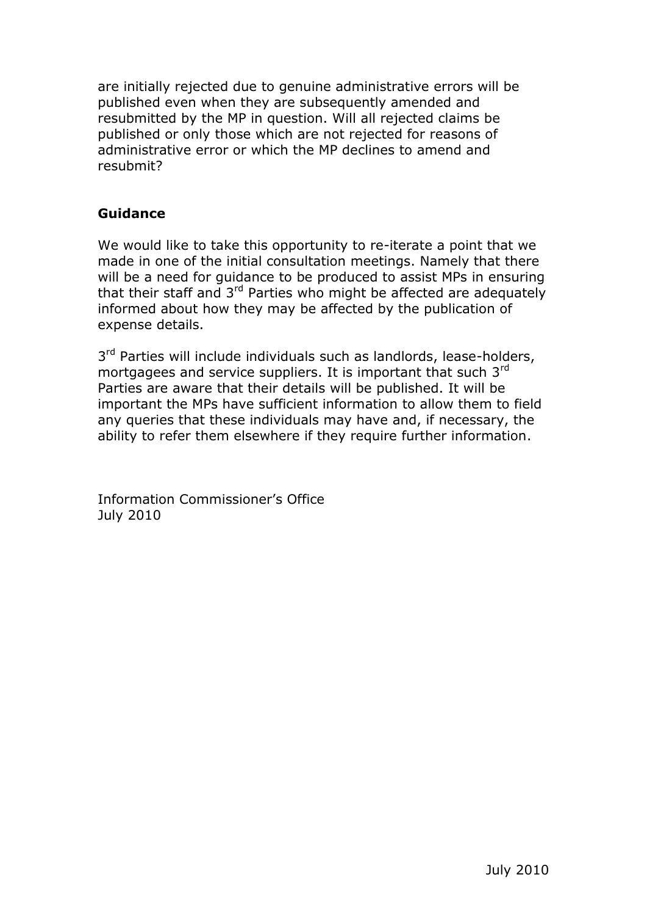are initially rejected due to genuine administrative errors will be published even when they are subsequently amended and resubmitted by the MP in question. Will all rejected claims be published or only those which are not rejected for reasons of administrative error or which the MP declines to amend and resubmit?

**Guidance**

We would like to take this opportunity to re-iterate a point that we made in one of the initial consultation meetings. Namely that there will be a need for guidance to be produced to assist MPs in ensuring that their staff and 3rd Parties who might be affected are adequately informed about how they may be affected by the publication of expense details.

3rd Parties will include individuals such as landlords, lease-holders, mortgagees and service suppliers. It is important that such 3rd Parties are aware that their details will be published. It will be important the MPs have sufficient information to allow them to field any queries that these individuals may have and, if necessary, the ability to refer them elsewhere if they require further information.

Information Commissioner's Office
July 2010